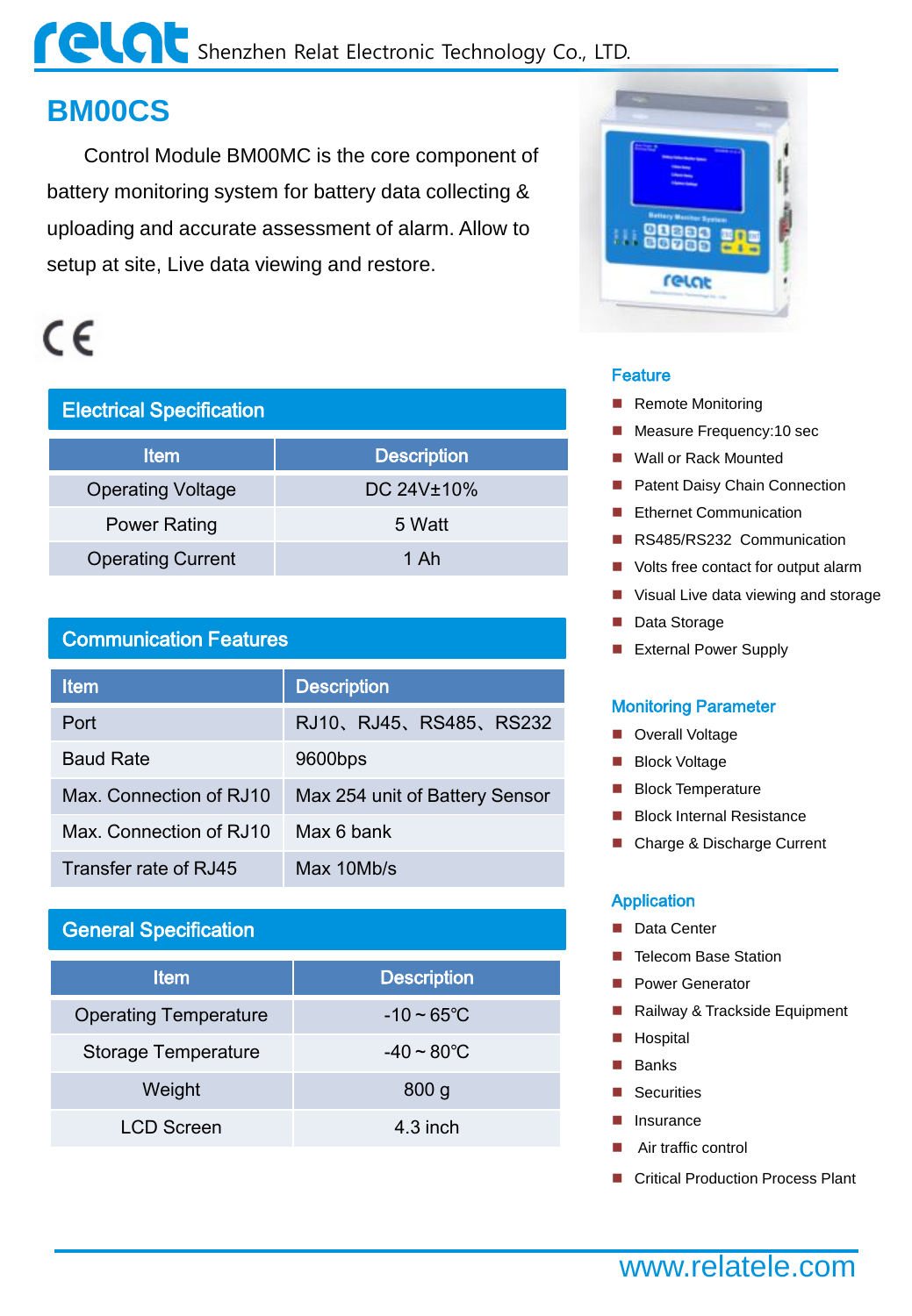Shenzhen Relat Electronic Technology Co., LTD.

# BM00CS

Control Module BM00MC is the core component of battery monitoring system for battery data collecting & uploading and accurate assessment of alarm. Allow to setup at site, Live data viewing and restore.

CE

## Electrical Specification

| Item | Description |
|---|---|
| Operating Voltage | DC 24V±10% |
| Power Rating | 5 Watt |
| Operating Current | 1 Ah |

## Communication Features

| Item | Description |
|---|---|
| Port | RJ10、RJ45、RS485、RS232 |
| Baud Rate | 9600bps |
| Max. Connection of RJ10 | Max 254 unit of Battery Sensor |
| Max. Connection of RJ10 | Max 6 bank |
| Transfer rate of RJ45 | Max 10Mb/s |

## General Specification

| Item | Description |
|---|---|
| Operating Temperature | -10 ~ 65℃ |
| Storage Temperature | -40 ~ 80℃ |
| Weight | 800 g |
| LCD Screen | 4.3 inch |

## Feature

- Remote Monitoring
- Measure Frequency:10 sec
- Wall or Rack Mounted
- Patent Daisy Chain Connection
- Ethernet Communication
- RS485/RS232 Communication
- Volts free contact for output alarm
- Visual Live data viewing and storage
- Data Storage
- External Power Supply

## Monitoring Parameter

- Overall Voltage
- Block Voltage
- Block Temperature
- Block Internal Resistance
- Charge & Discharge Current

## Application

- Data Center
- Telecom Base Station
- Power Generator
- Railway & Trackside Equipment
- Hospital
- Banks
- Securities
- Insurance
- Air traffic control
- Critical Production Process Plant

www.relatele.com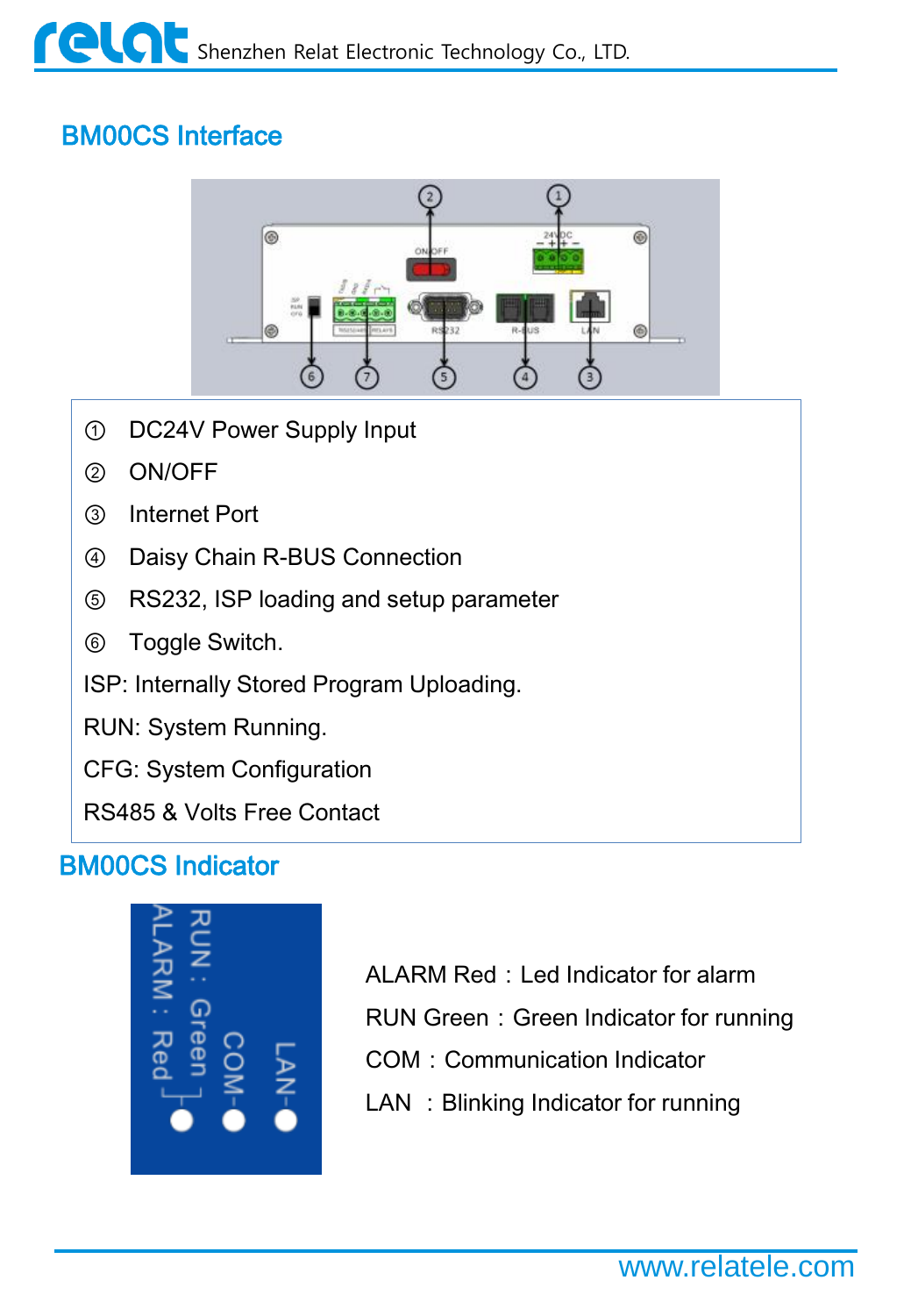## BM00CS Interface

① DC24V Power Supply Input

② ON/OFF

③ Internet Port

④ Daisy Chain R-BUS Connection

⑤ RS232, ISP loading and setup parameter

⑥ Toggle Switch.

ISP: Internally Stored Program Uploading.

RUN: System Running.

CFG: System Configuration

RS485 & Volts Free Contact

## BM00CS Indicator

ALARM Red：Led Indicator for alarm

RUN Green：Green Indicator for running

COM：Communication Indicator

LAN ：Blinking Indicator for running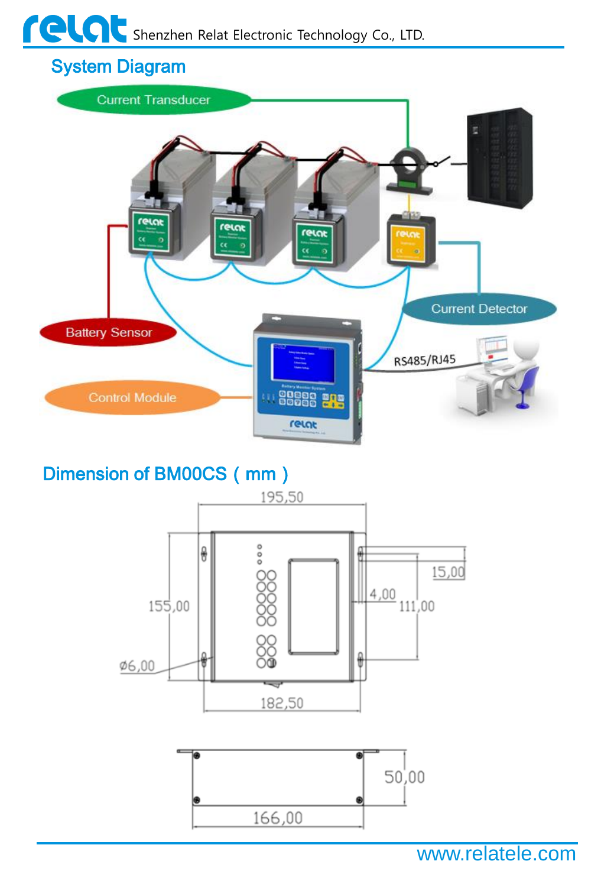## System Diagram

Current Transducer

Battery Sensor

Current Detector

RS485/RJ45

Control Module

## Dimension of BM00CS ( mm )

195,50

15,00

4,00

155,00

111,00

Ø6,00

182,50

50,00

166,00